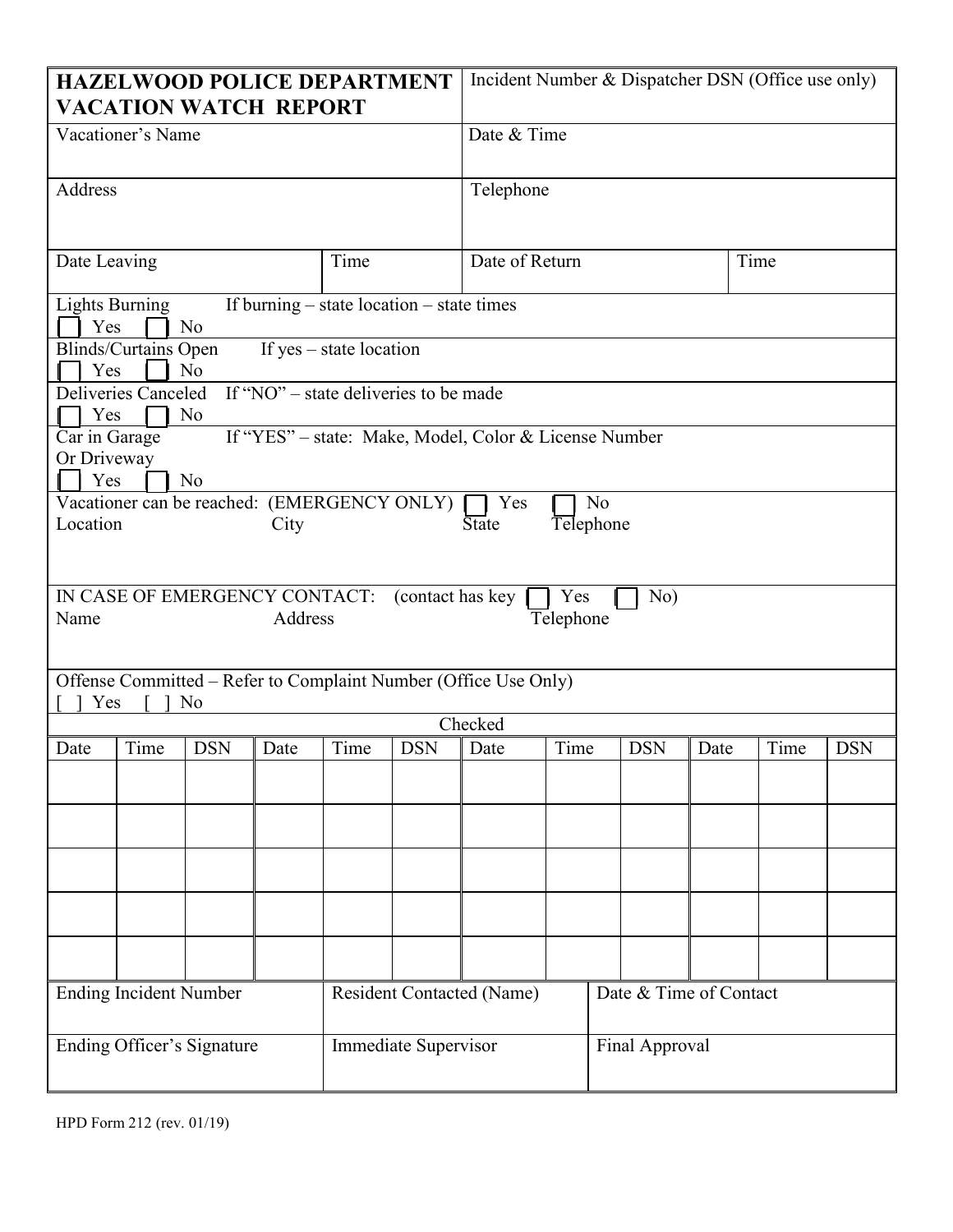# HAZELWOOD POLICE DEPARTMENT VACATION WATCH REPORT

| | |
|---|---|
| **HAZELWOOD POLICE DEPARTMENT VACATION WATCH REPORT** | Incident Number & Dispatcher DSN (Office use only) |
| Vacationer's Name | Date & Time |
| Address | Telephone |

| Date Leaving | Time | Date of Return | Time |
|---|---|---|---|
| | | | |

Lights Burning &nbsp;&nbsp; If burning – state location – state times
☐ Yes ☐ No

Blinds/Curtains Open &nbsp;&nbsp; If yes – state location
☐ Yes ☐ No

Deliveries Canceled &nbsp;&nbsp; If "NO" – state deliveries to be made
☐ Yes ☐ No

Car in Garage Or Driveway &nbsp;&nbsp; If "YES" – state: Make, Model, Color & License Number
☐ Yes ☐ No

Vacationer can be reached: (EMERGENCY ONLY) ☐ Yes ☐ No
Location &nbsp;&nbsp; City &nbsp;&nbsp; State &nbsp;&nbsp; Telephone

IN CASE OF EMERGENCY CONTACT: (contact has key ☐ Yes ☐ No)
Name &nbsp;&nbsp; Address &nbsp;&nbsp; Telephone

Offense Committed – Refer to Complaint Number (Office Use Only)
[ ] Yes [ ] No

**Checked**

| Date | Time | DSN | Date | Time | DSN | Date | Time | DSN | Date | Time | DSN |
|---|---|---|---|---|---|---|---|---|---|---|---|
| | | | | | | | | | | | |
| | | | | | | | | | | | |
| | | | | | | | | | | | |
| | | | | | | | | | | | |
| | | | | | | | | | | | |

| Ending Incident Number | Resident Contacted (Name) | Date & Time of Contact |
|---|---|---|
| Ending Officer's Signature | Immediate Supervisor | Final Approval |

HPD Form 212 (rev. 01/19)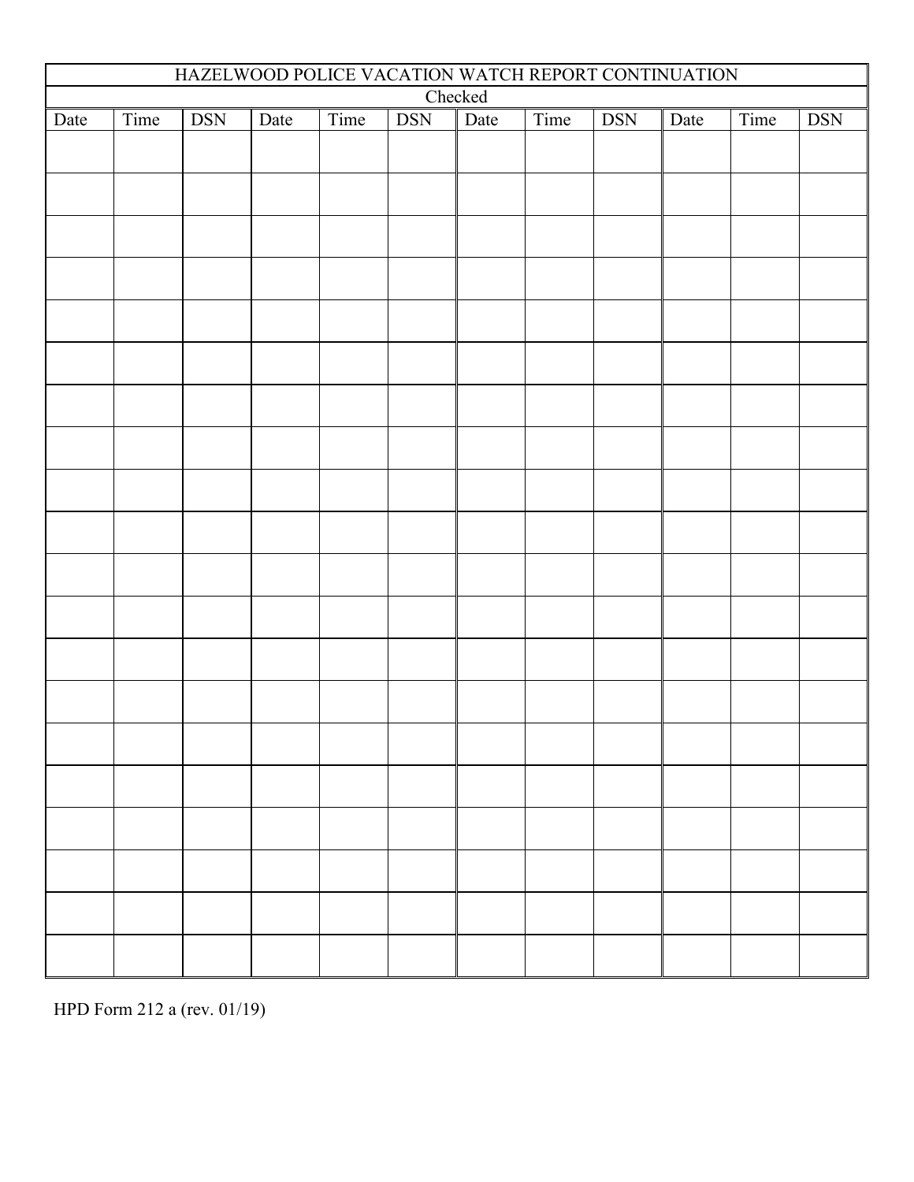| HAZELWOOD POLICE VACATION WATCH REPORT CONTINUATION | | | | | | | | | | | |
|---|---|---|---|---|---|---|---|---|---|---|---|
| Checked | | | | | | | | | | | |
| Date | Time | DSN | Date | Time | DSN | Date | Time | DSN | Date | Time | DSN |
| | | | | | | | | | | | |
| | | | | | | | | | | | |
| | | | | | | | | | | | |
| | | | | | | | | | | | |
| | | | | | | | | | | | |
| | | | | | | | | | | | |
| | | | | | | | | | | | |
| | | | | | | | | | | | |
| | | | | | | | | | | | |
| | | | | | | | | | | | |
| | | | | | | | | | | | |
| | | | | | | | | | | | |
| | | | | | | | | | | | |
| | | | | | | | | | | | |
| | | | | | | | | | | | |
| | | | | | | | | | | | |
| | | | | | | | | | | | |
| | | | | | | | | | | | |
| | | | | | | | | | | | |
| | | | | | | | | | | | |

HPD Form 212 a (rev. 01/19)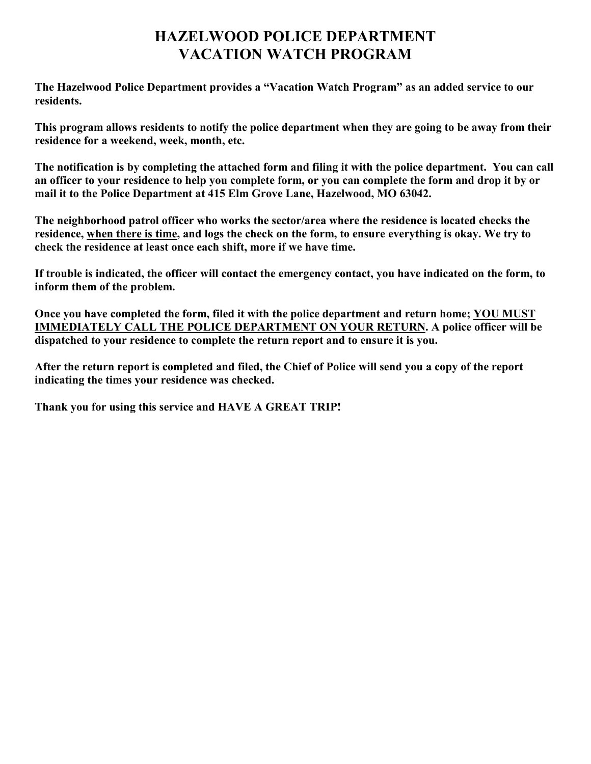# HAZELWOOD POLICE DEPARTMENT
# VACATION WATCH PROGRAM

**The Hazelwood Police Department provides a "Vacation Watch Program" as an added service to our residents.**

**This program allows residents to notify the police department when they are going to be away from their residence for a weekend, week, month, etc.**

**The notification is by completing the attached form and filing it with the police department. You can call an officer to your residence to help you complete form, or you can complete the form and drop it by or mail it to the Police Department at 415 Elm Grove Lane, Hazelwood, MO 63042.**

**The neighborhood patrol officer who works the sector/area where the residence is located checks the residence, <u>when there is time</u>, and logs the check on the form, to ensure everything is okay. We try to check the residence at least once each shift, more if we have time.**

**If trouble is indicated, the officer will contact the emergency contact, you have indicated on the form, to inform them of the problem.**

**Once you have completed the form, filed it with the police department and return home; <u>YOU MUST IMMEDIATELY CALL THE POLICE DEPARTMENT ON YOUR RETURN</u>. A police officer will be dispatched to your residence to complete the return report and to ensure it is you.**

**After the return report is completed and filed, the Chief of Police will send you a copy of the report indicating the times your residence was checked.**

**Thank you for using this service and HAVE A GREAT TRIP!**